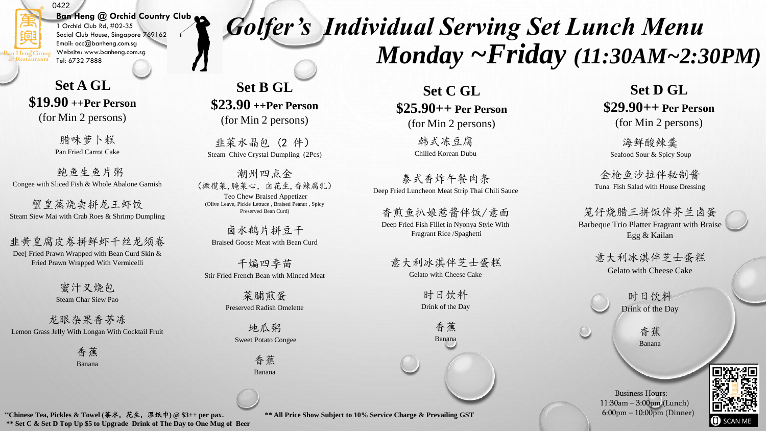0422

**Ban Heng @ Orchid Country Club**
1 Orchid Club Rd, #02-35
Social Club House, Singapore 769162
Email: occ@banheng.com.sg
Website: www.banheng.com.sg
Tel: 6732 7888

# *Golfer's Individual Serving Set Lunch Menu*
## *Monday ~Friday (11:30AM~2:30PM)*

### Set A GL
**$19.90 ++Per Person**
(for Min 2 persons)

腊味萝卜糕
Pan Fried Carrot Cake

鲍鱼生鱼片粥
Congee with Sliced Fish & Whole Abalone Garnish

蟹皇蒸烧卖拼龙王虾饺
Steam Siew Mai with Crab Roes & Shrimp Dumpling

韭黄皇腐皮卷拼鲜虾千丝龙须卷
Dee[ Fried Prawn Wrapped with Bean Curd Skin & Fried Prawn Wrapped With Vermicelli

蜜汁叉烧包
Steam Char Siew Pao

龙眼杂果香茅冻
Lemon Grass Jelly With Longan With Cocktail Fruit

香蕉
Banana

### Set B GL
**$23.90 ++Per Person**
(for Min 2 persons)

韭菜水晶包 (2 件)
Steam Chive Crystal Dumpling (2Pcs)

潮州四点金
(橄榄菜,腌菜心, 卤花生,香辣腐乳)
Teo Chew Braised Appetizer
(Olive Leave, Pickle Lettuce , Braised Peanut , Spicy Preserved Bean Curd)

卤水鹅片拼豆干
Braised Goose Meat with Bean Curd

干煸四季苗
Stir Fried French Bean with Minced Meat

菜脯煎蛋
Preserved Radish Omelette

地瓜粥
Sweet Potato Congee

香蕉
Banana

### Set C GL
**$25.90++ Per Person**
(for Min 2 persons)

韩式冻豆腐
Chilled Korean Dubu

泰式香炸午餐肉条
Deep Fried Luncheon Meat Strip Thai Chili Sauce

香煎鱼扒娘惹酱伴饭/意面
Deep Fried Fish Fillet in Nyonya Style With Fragrant Rice /Spaghetti

意大利冰淇伴芝士蛋糕
Gelato with Cheese Cake

时日饮料
Drink of the Day

香蕉
Banana

### Set D GL
**$29.90++ Per Person**
(for Min 2 persons)

海鲜酸辣羹
Seafood Sour & Spicy Soup

金枪鱼沙拉伴秘制酱
Tuna Fish Salad with House Dressing

笼仔烧腊三拼饭伴芥兰卤蛋
Barbeque Trio Platter Fragrant with Braise Egg & Kailan

意大利冰淇伴芝士蛋糕
Gelato with Cheese Cake

时日饮料
Drink of the Day

香蕉
Banana

Business Hours:
11:30am – 3:00pm (Lunch)
6:00pm – 10:00pm (Dinner)

SCAN ME

**Chinese Tea, Pickles & Towel (茶水，花生，湿纸巾) @ $3++ per pax.**
**** All Price Show Subject to 10% Service Charge & Prevailing GST**
**** Set C & Set D Top Up $5 to Upgrade Drink of The Day to One Mug of Beer**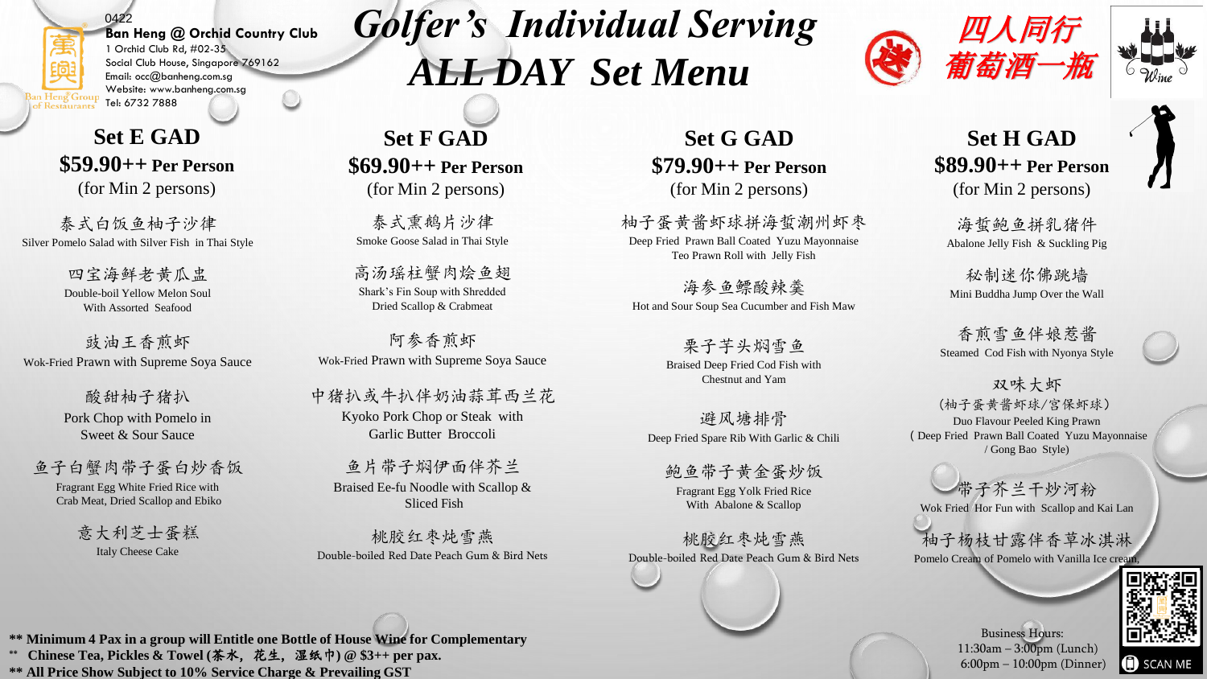0422

**Ban Heng @ Orchid Country Club**
1 Orchid Club Rd, #02-35
Social Club House, Singapore 769162
Email: occ@banheng.com.sg
Website: www.banheng.com.sg
Tel: 6732 7888

# *Golfer's Individual Serving ALL DAY Set Menu*

四人同行 葡萄酒一瓶

## Set E GAD

**$59.90++ Per Person**
(for Min 2 persons)

泰式白饭鱼柚子沙律
Silver Pomelo Salad with Silver Fish in Thai Style

四宝海鲜老黄瓜盅
Double-boil Yellow Melon Soul With Assorted Seafood

豉油王香煎虾
Wok-Fried Prawn with Supreme Soya Sauce

酸甜柚子猪扒
Pork Chop with Pomelo in Sweet & Sour Sauce

鱼子白蟹肉带子蛋白炒香饭
Fragrant Egg White Fried Rice with Crab Meat, Dried Scallop and Ebiko

意大利芝士蛋糕
Italy Cheese Cake

## Set F GAD

**$69.90++ Per Person**
(for Min 2 persons)

泰式熏鹅片沙律
Smoke Goose Salad in Thai Style

高汤瑶柱蟹肉烩鱼翅
Shark's Fin Soup with Shredded Dried Scallop & Crabmeat

阿参香煎虾
Wok-Fried Prawn with Supreme Soya Sauce

中猪扒或牛扒伴奶油蒜茸西兰花
Kyoko Pork Chop or Steak with Garlic Butter Broccoli

鱼片带子焖伊面伴芥兰
Braised Ee-fu Noodle with Scallop & Sliced Fish

桃胶红枣炖雪燕
Double-boiled Red Date Peach Gum & Bird Nets

## Set G GAD

**$79.90++ Per Person**
(for Min 2 persons)

柚子蛋黄酱虾球拼海蜇潮州虾枣
Deep Fried Prawn Ball Coated Yuzu Mayonnaise Teo Prawn Roll with Jelly Fish

海参鱼鳔酸辣羹
Hot and Sour Soup Sea Cucumber and Fish Maw

栗子芋头焖雪鱼
Braised Deep Fried Cod Fish with Chestnut and Yam

避风塘排骨
Deep Fried Spare Rib With Garlic & Chili

鲍鱼带子黄金蛋炒饭
Fragrant Egg Yolk Fried Rice With Abalone & Scallop

桃胶红枣炖雪燕
Double-boiled Red Date Peach Gum & Bird Nets

## Set H GAD

**$89.90++ Per Person**
(for Min 2 persons)

海蜇鲍鱼拼乳猪件
Abalone Jelly Fish & Suckling Pig

秘制迷你佛跳墙
Mini Buddha Jump Over the Wall

香煎雪鱼伴娘惹酱
Steamed Cod Fish with Nyonya Style

双味大虾
(柚子蛋黄酱虾球/宫保虾球)
Duo Flavour Peeled King Prawn
( Deep Fried Prawn Ball Coated Yuzu Mayonnaise / Gong Bao Style)

带子芥兰干炒河粉
Wok Fried Hor Fun with Scallop and Kai Lan

柚子杨枝甘露伴香草冰淇淋
Pomelo Cream of Pomelo with Vanilla Ice cream

**\*\* Minimum 4 Pax in a group will Entitle one Bottle of House Wine for Complementary**
**\*\* Chinese Tea, Pickles & Towel (茶水，花生，湿纸巾) @ $3++ per pax.**
**\*\* All Price Show Subject to 10% Service Charge & Prevailing GST**

Business Hours:
11:30am – 3:00pm (Lunch)
6:00pm – 10:00pm (Dinner)

SCAN ME